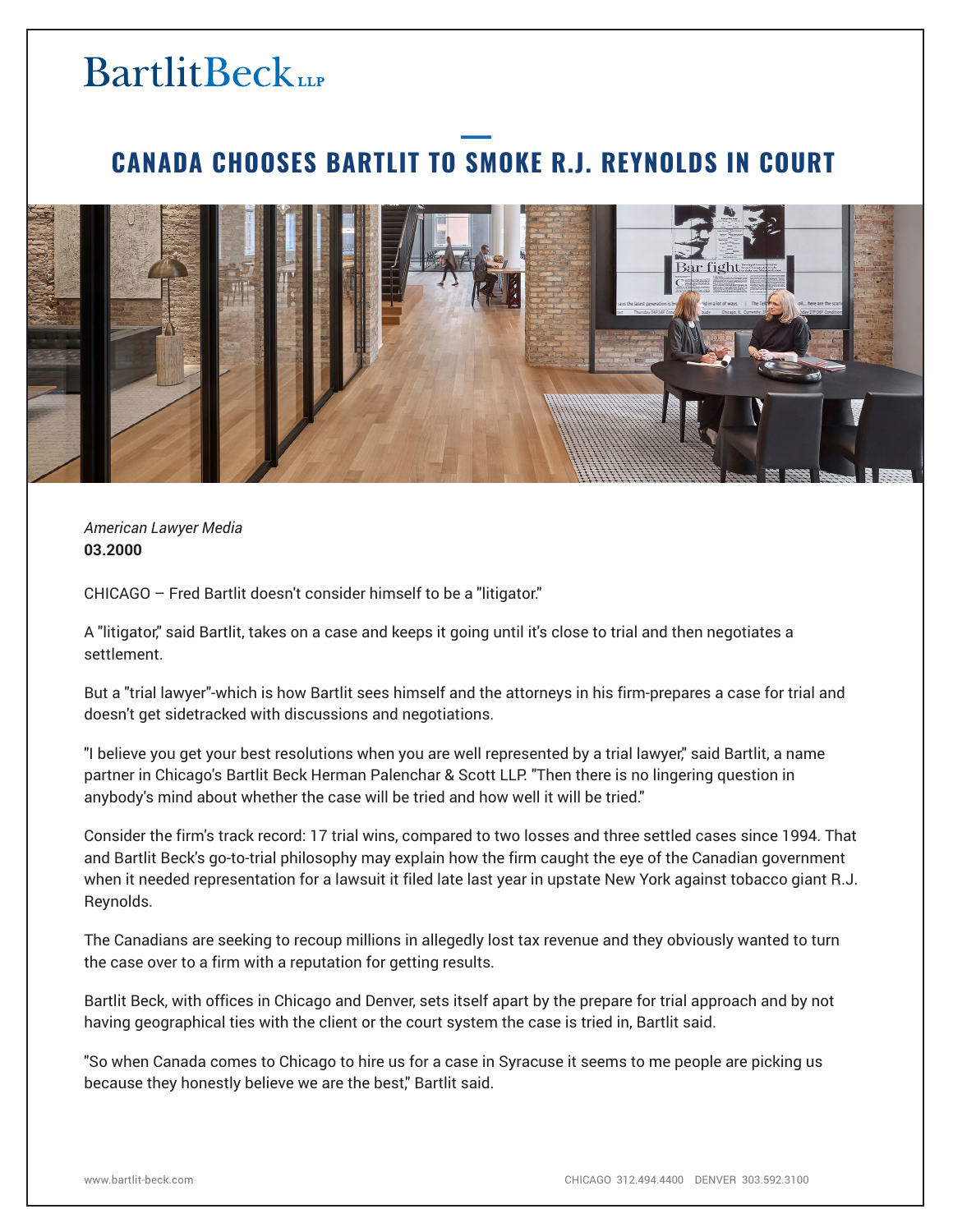BartlitBeck LLP

# CANADA CHOOSES BARTLIT TO SMOKE R.J. REYNOLDS IN COURT

*American Lawyer Media*
**03.2000**

CHICAGO – Fred Bartlit doesn't consider himself to be a "litigator."

A "litigator," said Bartlit, takes on a case and keeps it going until it's close to trial and then negotiates a settlement.

But a "trial lawyer"-which is how Bartlit sees himself and the attorneys in his firm-prepares a case for trial and doesn't get sidetracked with discussions and negotiations.

"I believe you get your best resolutions when you are well represented by a trial lawyer," said Bartlit, a name partner in Chicago's Bartlit Beck Herman Palenchar & Scott LLP. "Then there is no lingering question in anybody's mind about whether the case will be tried and how well it will be tried."

Consider the firm's track record: 17 trial wins, compared to two losses and three settled cases since 1994. That and Bartlit Beck's go-to-trial philosophy may explain how the firm caught the eye of the Canadian government when it needed representation for a lawsuit it filed late last year in upstate New York against tobacco giant R.J. Reynolds.

The Canadians are seeking to recoup millions in allegedly lost tax revenue and they obviously wanted to turn the case over to a firm with a reputation for getting results.

Bartlit Beck, with offices in Chicago and Denver, sets itself apart by the prepare for trial approach and by not having geographical ties with the client or the court system the case is tried in, Bartlit said.

"So when Canada comes to Chicago to hire us for a case in Syracuse it seems to me people are picking us because they honestly believe we are the best," Bartlit said.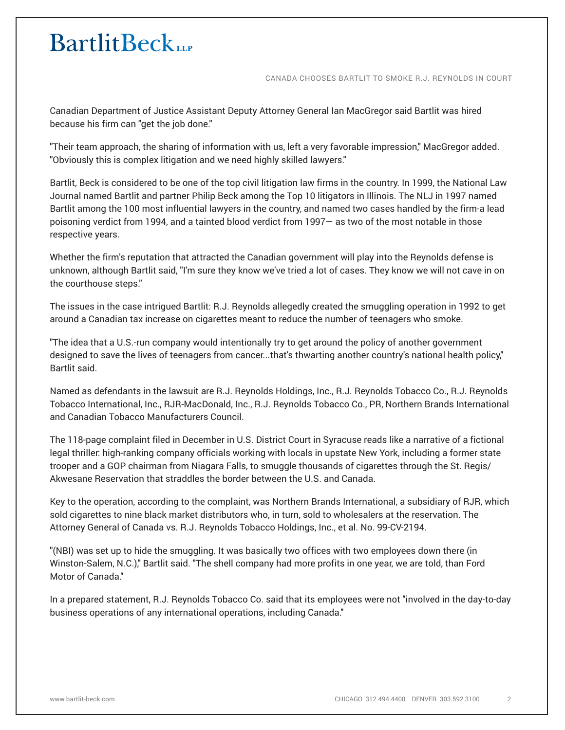Canadian Department of Justice Assistant Deputy Attorney General Ian MacGregor said Bartlit was hired because his firm can "get the job done."

"Their team approach, the sharing of information with us, left a very favorable impression," MacGregor added. "Obviously this is complex litigation and we need highly skilled lawyers."

Bartlit, Beck is considered to be one of the top civil litigation law firms in the country. In 1999, the National Law Journal named Bartlit and partner Philip Beck among the Top 10 litigators in Illinois. The NLJ in 1997 named Bartlit among the 100 most influential lawyers in the country, and named two cases handled by the firm-a lead poisoning verdict from 1994, and a tainted blood verdict from 1997— as two of the most notable in those respective years.

Whether the firm's reputation that attracted the Canadian government will play into the Reynolds defense is unknown, although Bartlit said, "I'm sure they know we've tried a lot of cases. They know we will not cave in on the courthouse steps."

The issues in the case intrigued Bartlit: R.J. Reynolds allegedly created the smuggling operation in 1992 to get around a Canadian tax increase on cigarettes meant to reduce the number of teenagers who smoke.

"The idea that a U.S.-run company would intentionally try to get around the policy of another government designed to save the lives of teenagers from cancer...that's thwarting another country's national health policy," Bartlit said.

Named as defendants in the lawsuit are R.J. Reynolds Holdings, Inc., R.J. Reynolds Tobacco Co., R.J. Reynolds Tobacco International, Inc., RJR-MacDonald, Inc., R.J. Reynolds Tobacco Co., PR, Northern Brands International and Canadian Tobacco Manufacturers Council.

The 118-page complaint filed in December in U.S. District Court in Syracuse reads like a narrative of a fictional legal thriller: high-ranking company officials working with locals in upstate New York, including a former state trooper and a GOP chairman from Niagara Falls, to smuggle thousands of cigarettes through the St. Regis/ Akwesane Reservation that straddles the border between the U.S. and Canada.

Key to the operation, according to the complaint, was Northern Brands International, a subsidiary of RJR, which sold cigarettes to nine black market distributors who, in turn, sold to wholesalers at the reservation. The Attorney General of Canada vs. R.J. Reynolds Tobacco Holdings, Inc., et al. No. 99-CV-2194.

"(NBI) was set up to hide the smuggling. It was basically two offices with two employees down there (in Winston-Salem, N.C.)," Bartlit said. "The shell company had more profits in one year, we are told, than Ford Motor of Canada."

In a prepared statement, R.J. Reynolds Tobacco Co. said that its employees were not "involved in the day-to-day business operations of any international operations, including Canada."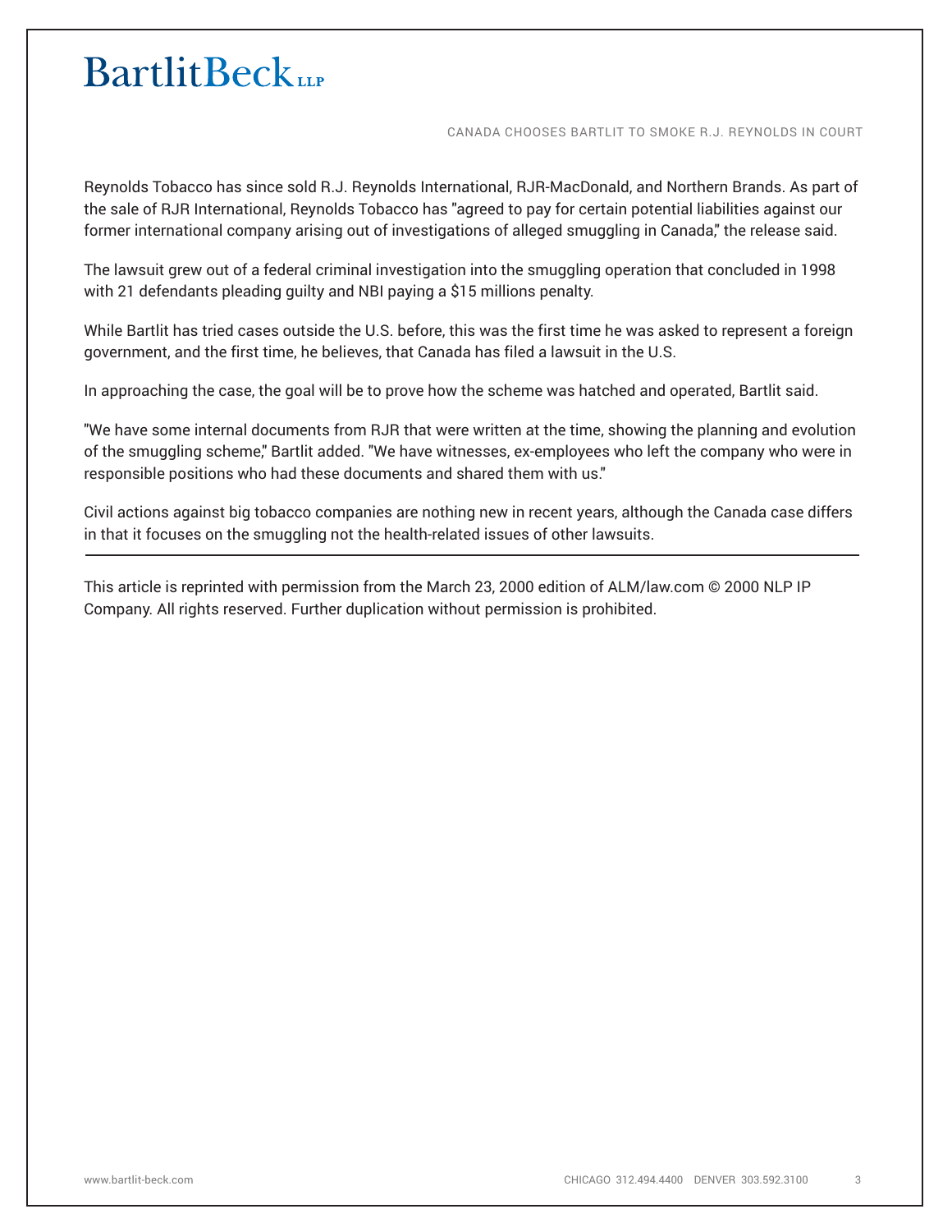Reynolds Tobacco has since sold R.J. Reynolds International, RJR-MacDonald, and Northern Brands. As part of the sale of RJR International, Reynolds Tobacco has "agreed to pay for certain potential liabilities against our former international company arising out of investigations of alleged smuggling in Canada," the release said.

The lawsuit grew out of a federal criminal investigation into the smuggling operation that concluded in 1998 with 21 defendants pleading guilty and NBI paying a $15 millions penalty.

While Bartlit has tried cases outside the U.S. before, this was the first time he was asked to represent a foreign government, and the first time, he believes, that Canada has filed a lawsuit in the U.S.

In approaching the case, the goal will be to prove how the scheme was hatched and operated, Bartlit said.

"We have some internal documents from RJR that were written at the time, showing the planning and evolution of the smuggling scheme," Bartlit added. "We have witnesses, ex-employees who left the company who were in responsible positions who had these documents and shared them with us."

Civil actions against big tobacco companies are nothing new in recent years, although the Canada case differs in that it focuses on the smuggling not the health-related issues of other lawsuits.

---

This article is reprinted with permission from the March 23, 2000 edition of ALM/law.com © 2000 NLP IP Company. All rights reserved. Further duplication without permission is prohibited.